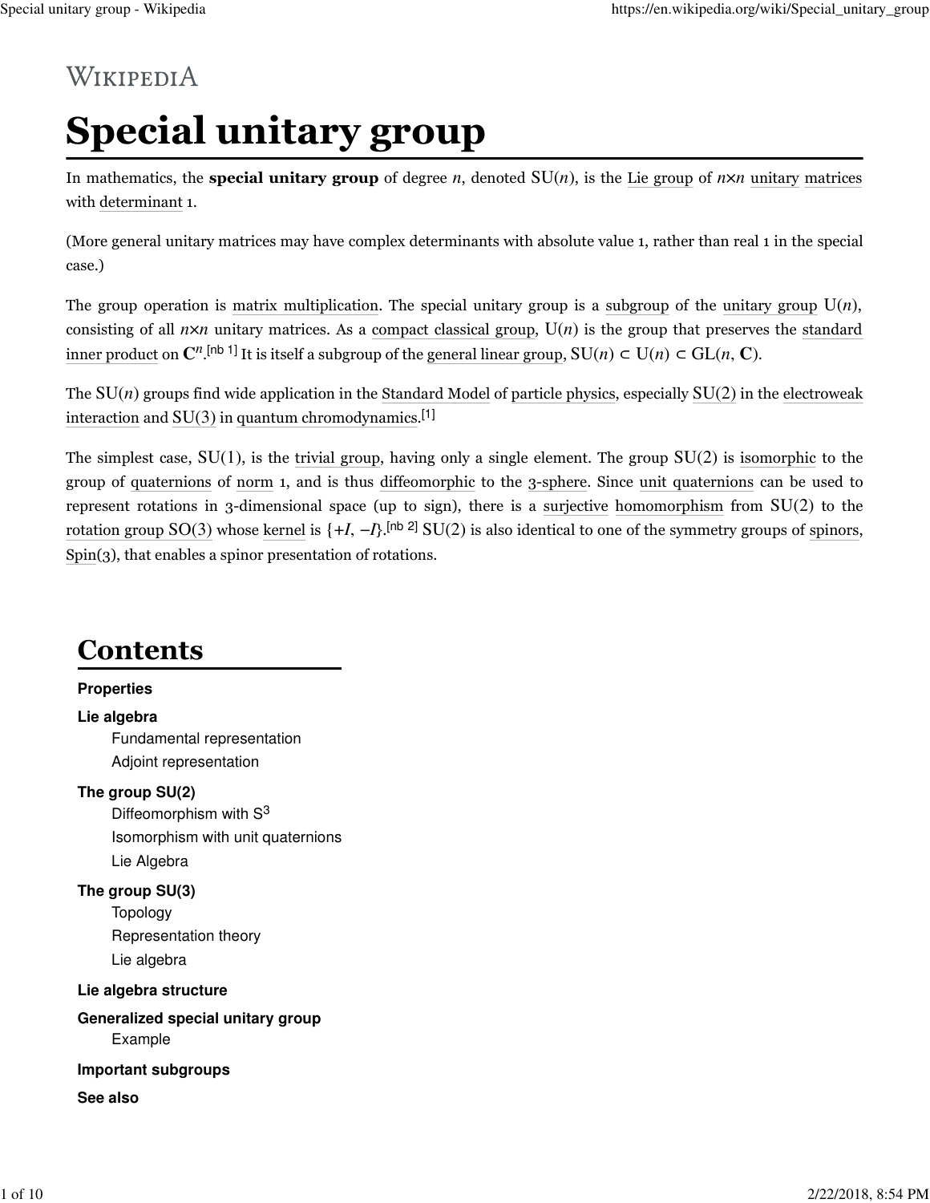WIKIPEDIA

# Special unitary group

In mathematics, the **special unitary group** of degree $n$, denoted $\mathrm{SU}(n)$, is the Lie group of $n \times n$ unitary matrices with determinant 1.

(More general unitary matrices may have complex determinants with absolute value 1, rather than real 1 in the special case.)

The group operation is matrix multiplication. The special unitary group is a subgroup of the unitary group $\mathrm{U}(n)$, consisting of all $n \times n$ unitary matrices. As a compact classical group, $\mathrm{U}(n)$ is the group that preserves the standard inner product on $\mathbf{C}^n$.[nb 1] It is itself a subgroup of the general linear group, $\mathrm{SU}(n) \subset \mathrm{U}(n) \subset \mathrm{GL}(n, \mathbf{C})$.

The $\mathrm{SU}(n)$ groups find wide application in the Standard Model of particle physics, especially $\mathrm{SU}(2)$ in the electroweak interaction and $\mathrm{SU}(3)$ in quantum chromodynamics.[1]

The simplest case, $\mathrm{SU}(1)$, is the trivial group, having only a single element. The group $\mathrm{SU}(2)$ is isomorphic to the group of quaternions of norm 1, and is thus diffeomorphic to the 3-sphere. Since unit quaternions can be used to represent rotations in 3-dimensional space (up to sign), there is a surjective homomorphism from $\mathrm{SU}(2)$ to the rotation group $\mathrm{SO}(3)$ whose kernel is $\{+I, -I\}$.[nb 2] $\mathrm{SU}(2)$ is also identical to one of the symmetry groups of spinors, Spin(3), that enables a spinor presentation of rotations.

## Contents

**Properties**

**Lie algebra**
- Fundamental representation
- Adjoint representation

**The group SU(2)**
- Diffeomorphism with $S^3$
- Isomorphism with unit quaternions
- Lie Algebra

**The group SU(3)**
- Topology
- Representation theory
- Lie algebra

**Lie algebra structure**

**Generalized special unitary group**
- Example

**Important subgroups**

**See also**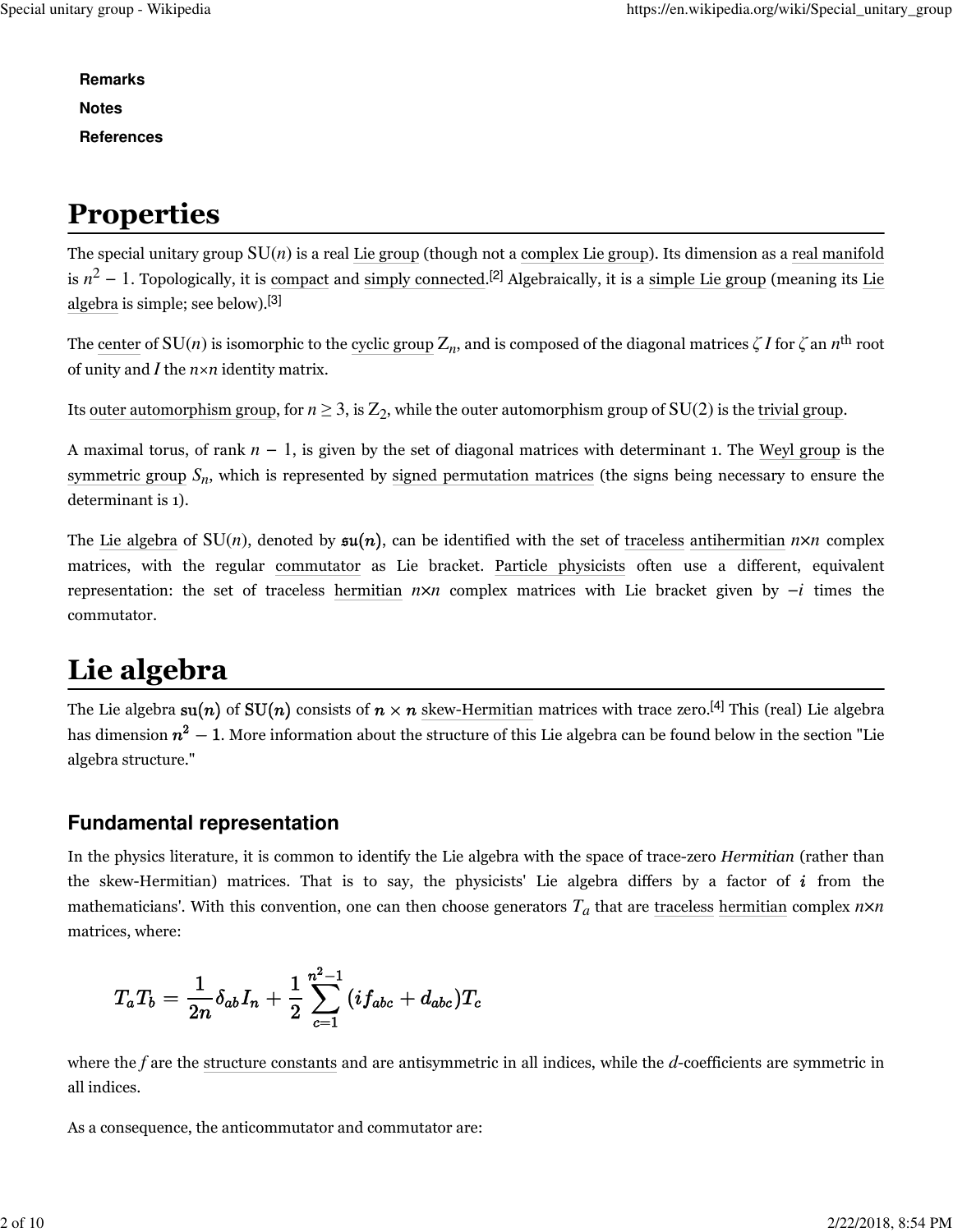**Remarks**

**Notes**

**References**

# Properties

The special unitary group $\mathrm{SU}(n)$ is a real Lie group (though not a complex Lie group). Its dimension as a real manifold is $n^2 - 1$. Topologically, it is compact and simply connected.[2] Algebraically, it is a simple Lie group (meaning its Lie algebra is simple; see below).[3]

The center of $\mathrm{SU}(n)$ is isomorphic to the cyclic group $\mathrm{Z}_n$, and is composed of the diagonal matrices $\zeta\, I$ for $\zeta$ an $n^{\text{th}}$ root of unity and $I$ the $n \times n$ identity matrix.

Its outer automorphism group, for $n \geq 3$, is $\mathrm{Z}_2$, while the outer automorphism group of $\mathrm{SU}(2)$ is the trivial group.

A maximal torus, of rank $n - 1$, is given by the set of diagonal matrices with determinant 1. The Weyl group is the symmetric group $S_n$, which is represented by signed permutation matrices (the signs being necessary to ensure the determinant is 1).

The Lie algebra of $\mathrm{SU}(n)$, denoted by $\mathfrak{su}(n)$, can be identified with the set of traceless antihermitian $n \times n$ complex matrices, with the regular commutator as Lie bracket. Particle physicists often use a different, equivalent representation: the set of traceless hermitian $n \times n$ complex matrices with Lie bracket given by $-i$ times the commutator.

# Lie algebra

The Lie algebra $\mathfrak{su}(n)$ of $\mathrm{SU}(n)$ consists of $n \times n$ skew-Hermitian matrices with trace zero.[4] This (real) Lie algebra has dimension $n^2 - 1$. More information about the structure of this Lie algebra can be found below in the section "Lie algebra structure."

## Fundamental representation

In the physics literature, it is common to identify the Lie algebra with the space of trace-zero *Hermitian* (rather than the skew-Hermitian) matrices. That is to say, the physicists' Lie algebra differs by a factor of $i$ from the mathematicians'. With this convention, one can then choose generators $T_a$ that are traceless hermitian complex $n \times n$ matrices, where:

$$T_a T_b = \frac{1}{2n} \delta_{ab} I_n + \frac{1}{2} \sum_{c=1}^{n^2-1} (i f_{abc} + d_{abc}) T_c$$

where the $f$ are the structure constants and are antisymmetric in all indices, while the $d$-coefficients are symmetric in all indices.

As a consequence, the anticommutator and commutator are: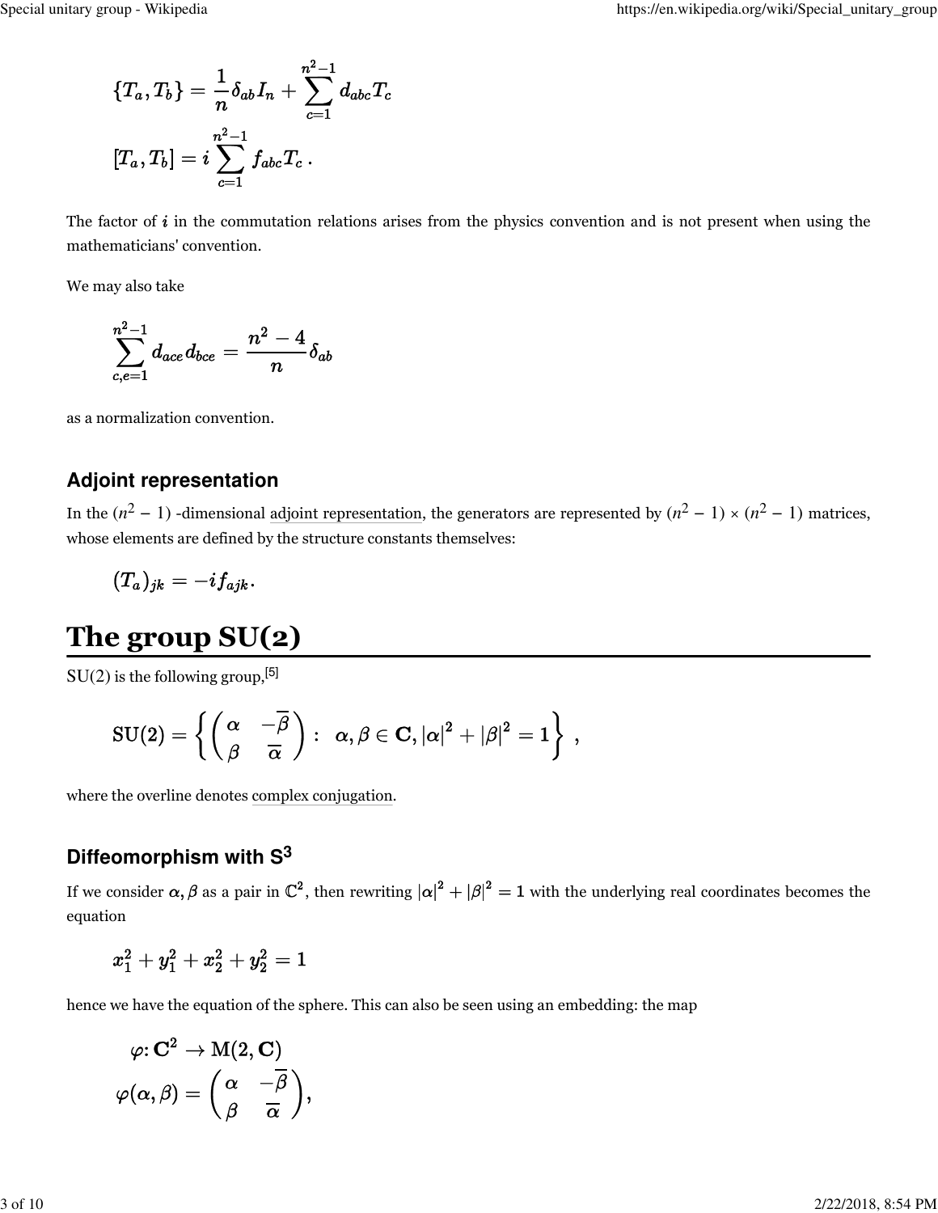$$\{T_a, T_b\} = \frac{1}{n}\delta_{ab} I_n + \sum_{c=1}^{n^2-1} d_{abc} T_c$$

$$[T_a, T_b] = i \sum_{c=1}^{n^2-1} f_{abc} T_c \, .$$

The factor of $i$ in the commutation relations arises from the physics convention and is not present when using the mathematicians' convention.

We may also take

$$\sum_{c,e=1}^{n^2-1} d_{ace} d_{bce} = \frac{n^2-4}{n} \delta_{ab}$$

as a normalization convention.

## Adjoint representation

In the $(n^2 - 1)$ -dimensional adjoint representation, the generators are represented by $(n^2 - 1) \times (n^2 - 1)$ matrices, whose elements are defined by the structure constants themselves:

$$(T_a)_{jk} = -i f_{ajk}.$$

# The group SU(2)

SU(2) is the following group,[5]

$$\mathrm{SU}(2) = \left\{ \begin{pmatrix} \alpha & -\overline{\beta} \\ \beta & \overline{\alpha} \end{pmatrix} : \ \ \alpha, \beta \in \mathbf{C}, |\alpha|^2 + |\beta|^2 = 1 \right\} \ ,$$

where the overline denotes complex conjugation.

## Diffeomorphism with $S^3$

If we consider $\alpha, \beta$ as a pair in $\mathbb{C}^2$, then rewriting $|\alpha|^2 + |\beta|^2 = 1$ with the underlying real coordinates becomes the equation

$$x_1^2 + y_1^2 + x_2^2 + y_2^2 = 1$$

hence we have the equation of the sphere. This can also be seen using an embedding: the map

$$\varphi \colon \mathbf{C}^2 \to \mathrm{M}(2, \mathbf{C})$$

$$\varphi(\alpha, \beta) = \begin{pmatrix} \alpha & -\overline{\beta} \\ \beta & \overline{\alpha} \end{pmatrix},$$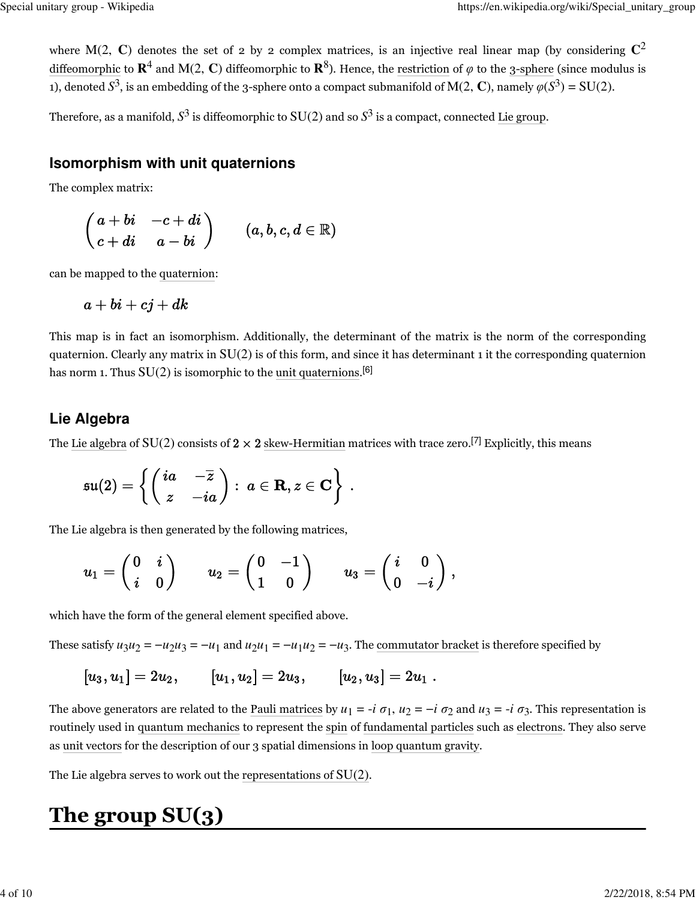where M(2, **C**) denotes the set of 2 by 2 complex matrices, is an injective real linear map (by considering $\mathbf{C}^2$ diffeomorphic to $\mathbf{R}^4$ and M(2, **C**) diffeomorphic to $\mathbf{R}^8$). Hence, the restriction of $\varphi$ to the 3-sphere (since modulus is 1), denoted $S^3$, is an embedding of the 3-sphere onto a compact submanifold of M(2, **C**), namely $\varphi(S^3) = \mathrm{SU}(2)$.

Therefore, as a manifold, $S^3$ is diffeomorphic to SU(2) and so $S^3$ is a compact, connected Lie group.

### Isomorphism with unit quaternions

The complex matrix:

$$\begin{pmatrix} a+bi & -c+di \\ c+di & a-bi \end{pmatrix} \qquad (a,b,c,d \in \mathbb{R})$$

can be mapped to the quaternion:

$$a + bi + cj + dk$$

This map is in fact an isomorphism. Additionally, the determinant of the matrix is the norm of the corresponding quaternion. Clearly any matrix in SU(2) is of this form, and since it has determinant 1 it the corresponding quaternion has norm 1. Thus SU(2) is isomorphic to the unit quaternions.[6]

### Lie Algebra

The Lie algebra of SU(2) consists of $2 \times 2$ skew-Hermitian matrices with trace zero.[7] Explicitly, this means

$$\mathfrak{su}(2) = \left\{ \begin{pmatrix} ia & -\overline{z} \\ z & -ia \end{pmatrix} : \ a \in \mathbf{R}, z \in \mathbf{C} \right\} \ .$$

The Lie algebra is then generated by the following matrices,

$$u_1 = \begin{pmatrix} 0 & i \\ i & 0 \end{pmatrix} \qquad u_2 = \begin{pmatrix} 0 & -1 \\ 1 & 0 \end{pmatrix} \qquad u_3 = \begin{pmatrix} i & 0 \\ 0 & -i \end{pmatrix} ,$$

which have the form of the general element specified above.

These satisfy $u_3 u_2 = -u_2 u_3 = -u_1$ and $u_2 u_1 = -u_1 u_2 = -u_3$. The commutator bracket is therefore specified by

$$[u_3, u_1] = 2u_2 , \qquad [u_1, u_2] = 2u_3 , \qquad [u_2, u_3] = 2u_1 \ .$$

The above generators are related to the Pauli matrices by $u_1 = -i\ \sigma_1$, $u_2 = -i\ \sigma_2$ and $u_3 = -i\ \sigma_3$. This representation is routinely used in quantum mechanics to represent the spin of fundamental particles such as electrons. They also serve as unit vectors for the description of our 3 spatial dimensions in loop quantum gravity.

The Lie algebra serves to work out the representations of SU(2).

# The group SU(3)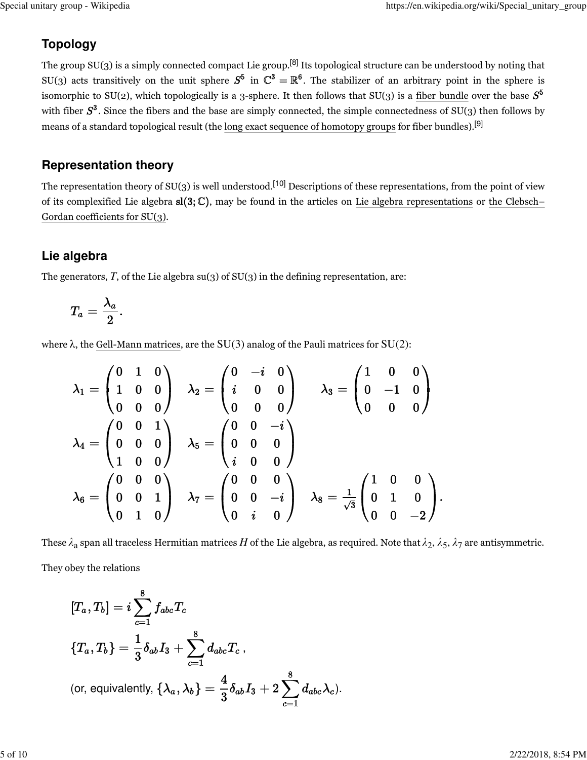## Topology

The group SU(3) is a simply connected compact Lie group.[8] Its topological structure can be understood by noting that SU(3) acts transitively on the unit sphere $S^5$ in $\mathbb{C}^3 = \mathbb{R}^6$. The stabilizer of an arbitrary point in the sphere is isomorphic to SU(2), which topologically is a 3-sphere. It then follows that SU(3) is a fiber bundle over the base $S^5$ with fiber $S^3$. Since the fibers and the base are simply connected, the simple connectedness of SU(3) then follows by means of a standard topological result (the long exact sequence of homotopy groups for fiber bundles).[9]

## Representation theory

The representation theory of SU(3) is well understood.[10] Descriptions of these representations, from the point of view of its complexified Lie algebra $\mathbf{sl}(3;\mathbb{C})$, may be found in the articles on Lie algebra representations or the Clebsch–Gordan coefficients for SU(3).

## Lie algebra

The generators, $T$, of the Lie algebra su(3) of SU(3) in the defining representation, are:

$$T_a = \frac{\lambda_a}{2}.$$

where λ, the Gell-Mann matrices, are the SU(3) analog of the Pauli matrices for SU(2):

$$\lambda_1 = \begin{pmatrix} 0 & 1 & 0 \\ 1 & 0 & 0 \\ 0 & 0 & 0 \end{pmatrix} \quad \lambda_2 = \begin{pmatrix} 0 & -i & 0 \\ i & 0 & 0 \\ 0 & 0 & 0 \end{pmatrix} \quad \lambda_3 = \begin{pmatrix} 1 & 0 & 0 \\ 0 & -1 & 0 \\ 0 & 0 & 0 \end{pmatrix}$$

$$\lambda_4 = \begin{pmatrix} 0 & 0 & 1 \\ 0 & 0 & 0 \\ 1 & 0 & 0 \end{pmatrix} \quad \lambda_5 = \begin{pmatrix} 0 & 0 & -i \\ 0 & 0 & 0 \\ i & 0 & 0 \end{pmatrix}$$

$$\lambda_6 = \begin{pmatrix} 0 & 0 & 0 \\ 0 & 0 & 1 \\ 0 & 1 & 0 \end{pmatrix} \quad \lambda_7 = \begin{pmatrix} 0 & 0 & 0 \\ 0 & 0 & -i \\ 0 & i & 0 \end{pmatrix} \quad \lambda_8 = \frac{1}{\sqrt{3}} \begin{pmatrix} 1 & 0 & 0 \\ 0 & 1 & 0 \\ 0 & 0 & -2 \end{pmatrix}.$$

These $\lambda_a$ span all traceless Hermitian matrices $H$ of the Lie algebra, as required. Note that $\lambda_2$, $\lambda_5$, $\lambda_7$ are antisymmetric.

They obey the relations

$$[T_a, T_b] = i \sum_{c=1}^{8} f_{abc} T_c$$

$$\{T_a, T_b\} = \frac{1}{3} \delta_{ab} I_3 + \sum_{c=1}^{8} d_{abc} T_c \ ,$$

(or, equivalently, $\{\lambda_a, \lambda_b\} = \frac{4}{3} \delta_{ab} I_3 + 2 \sum_{c=1}^{8} d_{abc} \lambda_c$).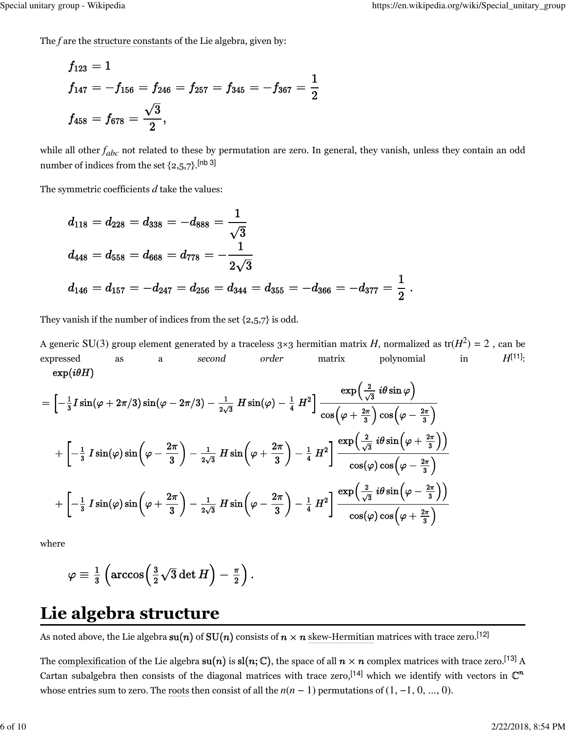The $f$ are the structure constants of the Lie algebra, given by:

$$
\begin{aligned}
f_{123} &= 1 \\
f_{147} &= -f_{156} = f_{246} = f_{257} = f_{345} = -f_{367} = \frac{1}{2} \\
f_{458} &= f_{678} = \frac{\sqrt{3}}{2},
\end{aligned}
$$

while all other $f_{abc}$ not related to these by permutation are zero. In general, they vanish, unless they contain an odd number of indices from the set {2,5,7}.[nb 3]

The symmetric coefficients $d$ take the values:

$$
\begin{aligned}
d_{118} &= d_{228} = d_{338} = -d_{888} = \frac{1}{\sqrt{3}} \\
d_{448} &= d_{558} = d_{668} = d_{778} = -\frac{1}{2\sqrt{3}} \\
d_{146} &= d_{157} = -d_{247} = d_{256} = d_{344} = d_{355} = -d_{366} = -d_{377} = \frac{1}{2}\ .
\end{aligned}
$$

They vanish if the number of indices from the set {2,5,7} is odd.

A generic SU(3) group element generated by a traceless 3×3 hermitian matrix $H$, normalized as $\operatorname{tr}(H^2) = 2$ , can be expressed as a *second order* matrix polynomial in $H$[11]:

$$
\begin{aligned}
&\exp(i\theta H) \\
&= \left[-\tfrac{1}{3} I \sin(\varphi + 2\pi/3)\sin(\varphi - 2\pi/3) - \tfrac{1}{2\sqrt{3}}\ H\sin(\varphi) - \tfrac{1}{4}\ H^2\right] \frac{\exp\left(\frac{2}{\sqrt{3}}\ i\theta\sin\varphi\right)}{\cos\left(\varphi + \frac{2\pi}{3}\right)\cos\left(\varphi - \frac{2\pi}{3}\right)} \\
&\quad + \left[-\tfrac{1}{3}\ I\sin(\varphi)\sin\left(\varphi - \frac{2\pi}{3}\right) - \tfrac{1}{2\sqrt{3}}\ H\sin\left(\varphi + \frac{2\pi}{3}\right) - \tfrac{1}{4}\ H^2\right] \frac{\exp\left(\frac{2}{\sqrt{3}}\ i\theta\sin\left(\varphi + \frac{2\pi}{3}\right)\right)}{\cos(\varphi)\cos\left(\varphi - \frac{2\pi}{3}\right)} \\
&\quad + \left[-\tfrac{1}{3}\ I\sin(\varphi)\sin\left(\varphi + \frac{2\pi}{3}\right) - \tfrac{1}{2\sqrt{3}}\ H\sin\left(\varphi - \frac{2\pi}{3}\right) - \tfrac{1}{4}\ H^2\right] \frac{\exp\left(\frac{2}{\sqrt{3}}\ i\theta\sin\left(\varphi - \frac{2\pi}{3}\right)\right)}{\cos(\varphi)\cos\left(\varphi + \frac{2\pi}{3}\right)}
\end{aligned}
$$

where

$$
\varphi \equiv \tfrac{1}{3}\left(\arccos\left(\tfrac{3}{2}\sqrt{3}\det H\right) - \tfrac{\pi}{2}\right).
$$

# Lie algebra structure

As noted above, the Lie algebra $\mathfrak{su}(n)$ of $\mathrm{SU}(n)$ consists of $n \times n$ skew-Hermitian matrices with trace zero.[12]

The complexification of the Lie algebra $\mathfrak{su}(n)$ is $\mathfrak{sl}(n;\mathbb{C})$, the space of all $n \times n$ complex matrices with trace zero.[13] A Cartan subalgebra then consists of the diagonal matrices with trace zero,[14] which we identify with vectors in $\mathbb{C}^n$ whose entries sum to zero. The roots then consist of all the $n(n-1)$ permutations of $(1, -1, 0, ..., 0)$.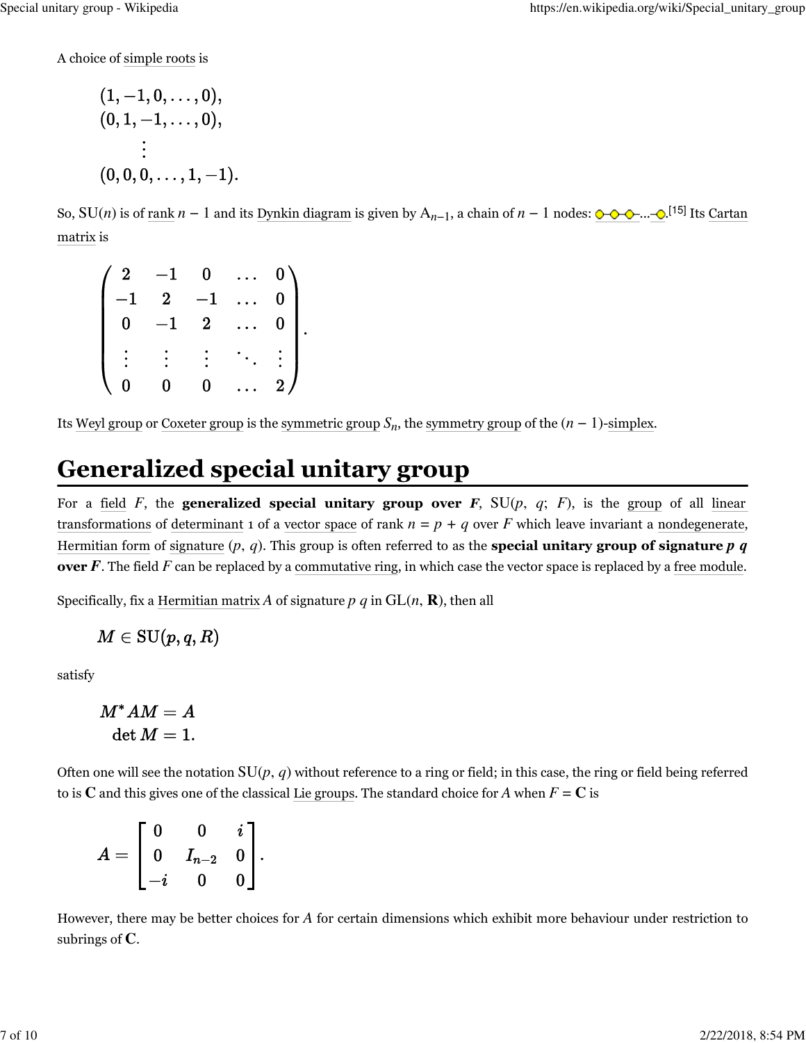A choice of simple roots is

$$\begin{aligned}&(1,-1,0,\dots,0),\\&(0,1,-1,\dots,0),\\&\qquad\vdots\\&(0,0,0,\dots,1,-1).\end{aligned}$$

So, $\mathrm{SU}(n)$ is of rank $n-1$ and its Dynkin diagram is given by $A_{n-1}$, a chain of $n-1$ nodes: ○-○-○-...-○.[15] Its Cartan matrix is

$$\begin{pmatrix}2&-1&0&\dots&0\\-1&2&-1&\dots&0\\0&-1&2&\dots&0\\\vdots&\vdots&\vdots&\ddots&\vdots\\0&0&0&\dots&2\end{pmatrix}.$$

Its Weyl group or Coxeter group is the symmetric group $S_n$, the symmetry group of the $(n-1)$-simplex.

# Generalized special unitary group

For a field $F$, the **generalized special unitary group over** $\boldsymbol{F}$, $\mathrm{SU}(p,\ q;\ F)$, is the group of all linear transformations of determinant 1 of a vector space of rank $n = p + q$ over $F$ which leave invariant a nondegenerate, Hermitian form of signature $(p,\ q)$. This group is often referred to as the **special unitary group of signature** $\boldsymbol{p\ q}$ **over** $\boldsymbol{F}$. The field $F$ can be replaced by a commutative ring, in which case the vector space is replaced by a free module.

Specifically, fix a Hermitian matrix $A$ of signature $p\ q$ in $\mathrm{GL}(n,\ \mathbf{R})$, then all

$$M\in \mathrm{SU}(p,q,R)$$

satisfy

$$\begin{aligned}M^*AM&=A\\ \det M&=1.\end{aligned}$$

Often one will see the notation $\mathrm{SU}(p,\ q)$ without reference to a ring or field; in this case, the ring or field being referred to is $\mathbf{C}$ and this gives one of the classical Lie groups. The standard choice for $A$ when $F = \mathbf{C}$ is

$$A=\begin{bmatrix}0&0&i\\0&I_{n-2}&0\\-i&0&0\end{bmatrix}.$$

However, there may be better choices for $A$ for certain dimensions which exhibit more behaviour under restriction to subrings of $\mathbf{C}$.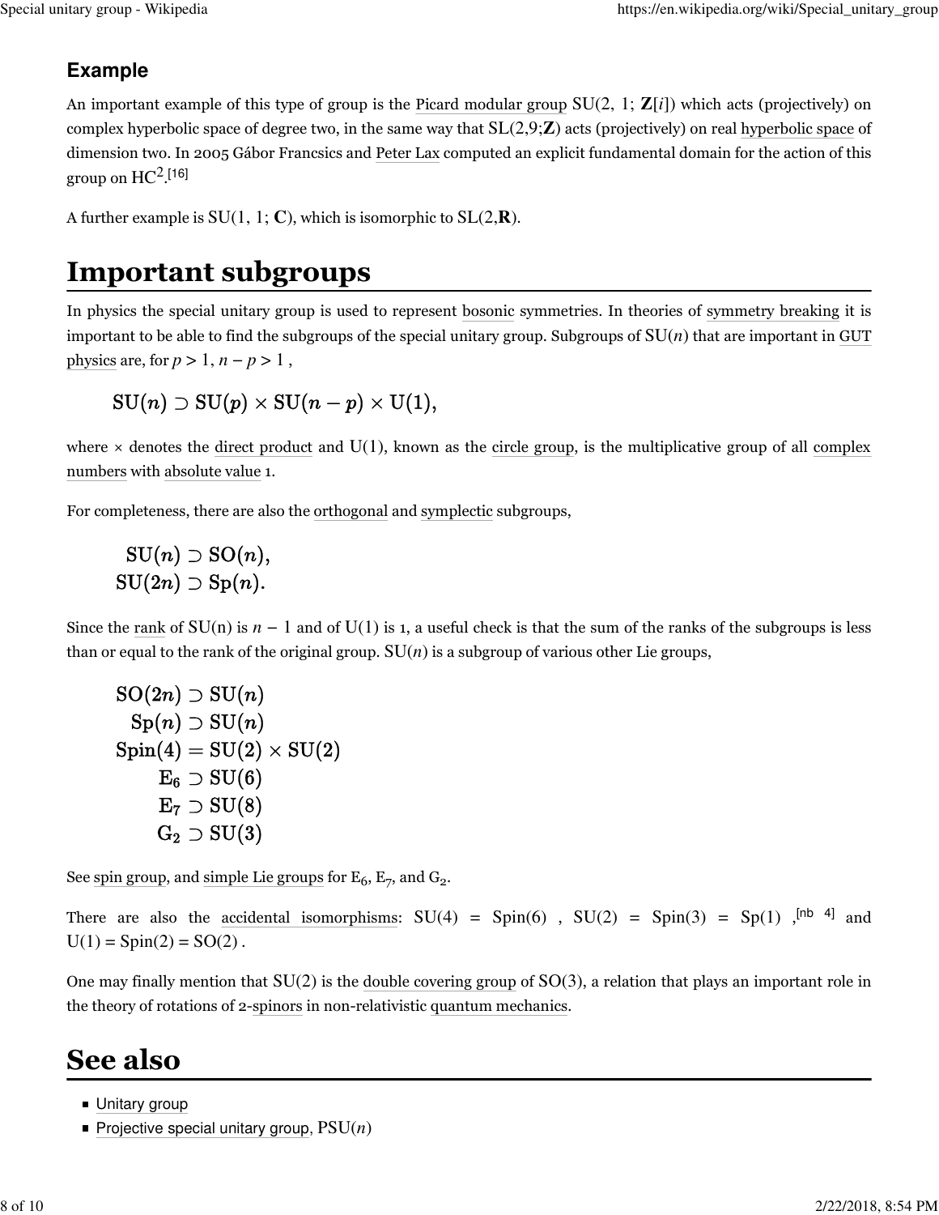### Example

An important example of this type of group is the Picard modular group $\mathrm{SU}(2,\ 1;\ \mathbf{Z}[i])$ which acts (projectively) on complex hyperbolic space of degree two, in the same way that $\mathrm{SL}(2,9;\mathbf{Z})$ acts (projectively) on real hyperbolic space of dimension two. In 2005 Gábor Francsics and Peter Lax computed an explicit fundamental domain for the action of this group on $\mathrm{HC}^2$.[16]

A further example is $\mathrm{SU}(1,\ 1;\ \mathbf{C})$, which is isomorphic to $\mathrm{SL}(2,\mathbf{R})$.

# Important subgroups

In physics the special unitary group is used to represent bosonic symmetries. In theories of symmetry breaking it is important to be able to find the subgroups of the special unitary group. Subgroups of $\mathrm{SU}(n)$ that are important in GUT physics are, for $p > 1$, $n - p > 1$ ,

$$\mathrm{SU}(n) \supset \mathrm{SU}(p) \times \mathrm{SU}(n-p) \times \mathrm{U}(1),$$

where × denotes the direct product and U(1), known as the circle group, is the multiplicative group of all complex numbers with absolute value 1.

For completeness, there are also the orthogonal and symplectic subgroups,

$$\begin{aligned}\mathrm{SU}(n) &\supset \mathrm{SO}(n),\\ \mathrm{SU}(2n) &\supset \mathrm{Sp}(n).\end{aligned}$$

Since the rank of SU(n) is $n - 1$ and of U(1) is 1, a useful check is that the sum of the ranks of the subgroups is less than or equal to the rank of the original group. $\mathrm{SU}(n)$ is a subgroup of various other Lie groups,

$$\begin{aligned}\mathrm{SO}(2n) &\supset \mathrm{SU}(n)\\ \mathrm{Sp}(n) &\supset \mathrm{SU}(n)\\ \mathrm{Spin}(4) &= \mathrm{SU}(2) \times \mathrm{SU}(2)\\ \mathrm{E}_6 &\supset \mathrm{SU}(6)\\ \mathrm{E}_7 &\supset \mathrm{SU}(8)\\ \mathrm{G}_2 &\supset \mathrm{SU}(3)\end{aligned}$$

See spin group, and simple Lie groups for $E_6$, $E_7$, and $G_2$.

There are also the accidental isomorphisms: SU(4) = Spin(6) , SU(2) = Spin(3) = Sp(1) ,[nb 4] and U(1) = Spin(2) = SO(2) .

One may finally mention that SU(2) is the double covering group of SO(3), a relation that plays an important role in the theory of rotations of 2-spinors in non-relativistic quantum mechanics.

# See also

- Unitary group
- Projective special unitary group, $\mathrm{PSU}(n)$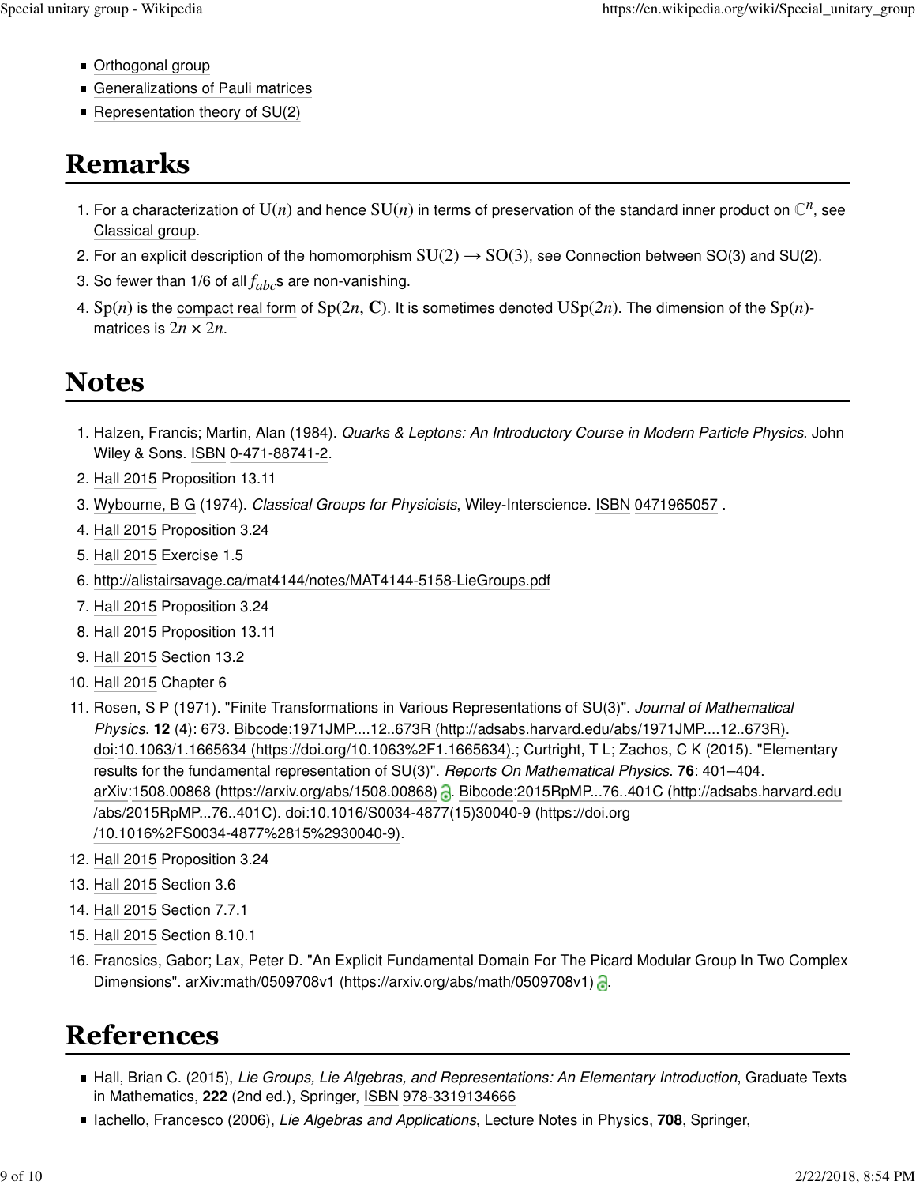- Orthogonal group
- Generalizations of Pauli matrices
- Representation theory of SU(2)

# Remarks

1. For a characterization of $\mathrm{U}(n)$ and hence $\mathrm{SU}(n)$ in terms of preservation of the standard inner product on $\mathbb{C}^n$, see Classical group.
2. For an explicit description of the homomorphism $\mathrm{SU}(2) \to \mathrm{SO}(3)$, see Connection between SO(3) and SU(2).
3. So fewer than 1/6 of all $f_{abc}$s are non-vanishing.
4. $\mathrm{Sp}(n)$ is the compact real form of $\mathrm{Sp}(2n, \mathbf{C})$. It is sometimes denoted $\mathrm{USp}(2n)$. The dimension of the $\mathrm{Sp}(n)$-matrices is $2n \times 2n$.

# Notes

1. Halzen, Francis; Martin, Alan (1984). *Quarks & Leptons: An Introductory Course in Modern Particle Physics*. John Wiley & Sons. ISBN 0-471-88741-2.
2. Hall 2015 Proposition 13.11
3. Wybourne, B G (1974). *Classical Groups for Physicists*, Wiley-Interscience. ISBN 0471965057 .
4. Hall 2015 Proposition 3.24
5. Hall 2015 Exercise 1.5
6. http://alistairsavage.ca/mat4144/notes/MAT4144-5158-LieGroups.pdf
7. Hall 2015 Proposition 3.24
8. Hall 2015 Proposition 13.11
9. Hall 2015 Section 13.2
10. Hall 2015 Chapter 6
11. Rosen, S P (1971). "Finite Transformations in Various Representations of SU(3)". *Journal of Mathematical Physics*. **12** (4): 673. Bibcode:1971JMP....12..673R (http://adsabs.harvard.edu/abs/1971JMP....12..673R). doi:10.1063/1.1665634 (https://doi.org/10.1063%2F1.1665634).; Curtright, T L; Zachos, C K (2015). "Elementary results for the fundamental representation of SU(3)". *Reports On Mathematical Physics*. **76**: 401–404. arXiv:1508.00868 (https://arxiv.org/abs/1508.00868). Bibcode:2015RpMP...76..401C (http://adsabs.harvard.edu/abs/2015RpMP...76..401C). doi:10.1016/S0034-4877(15)30040-9 (https://doi.org/10.1016%2FS0034-4877%2815%2930040-9).
12. Hall 2015 Proposition 3.24
13. Hall 2015 Section 3.6
14. Hall 2015 Section 7.7.1
15. Hall 2015 Section 8.10.1
16. Francsics, Gabor; Lax, Peter D. "An Explicit Fundamental Domain For The Picard Modular Group In Two Complex Dimensions". arXiv:math/0509708v1 (https://arxiv.org/abs/math/0509708v1).

# References

- Hall, Brian C. (2015), *Lie Groups, Lie Algebras, and Representations: An Elementary Introduction*, Graduate Texts in Mathematics, **222** (2nd ed.), Springer, ISBN 978-3319134666
- Iachello, Francesco (2006), *Lie Algebras and Applications*, Lecture Notes in Physics, **708**, Springer,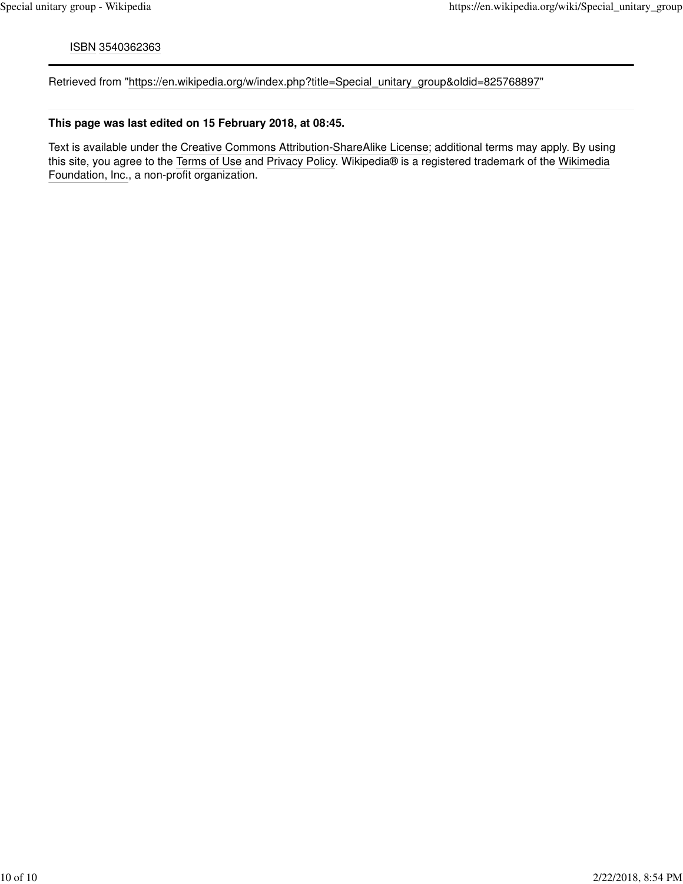ISBN 3540362363

---

Retrieved from "https://en.wikipedia.org/w/index.php?title=Special_unitary_group&oldid=825768897"

**This page was last edited on 15 February 2018, at 08:45.**

Text is available under the Creative Commons Attribution-ShareAlike License; additional terms may apply. By using this site, you agree to the Terms of Use and Privacy Policy. Wikipedia® is a registered trademark of the Wikimedia Foundation, Inc., a non-profit organization.